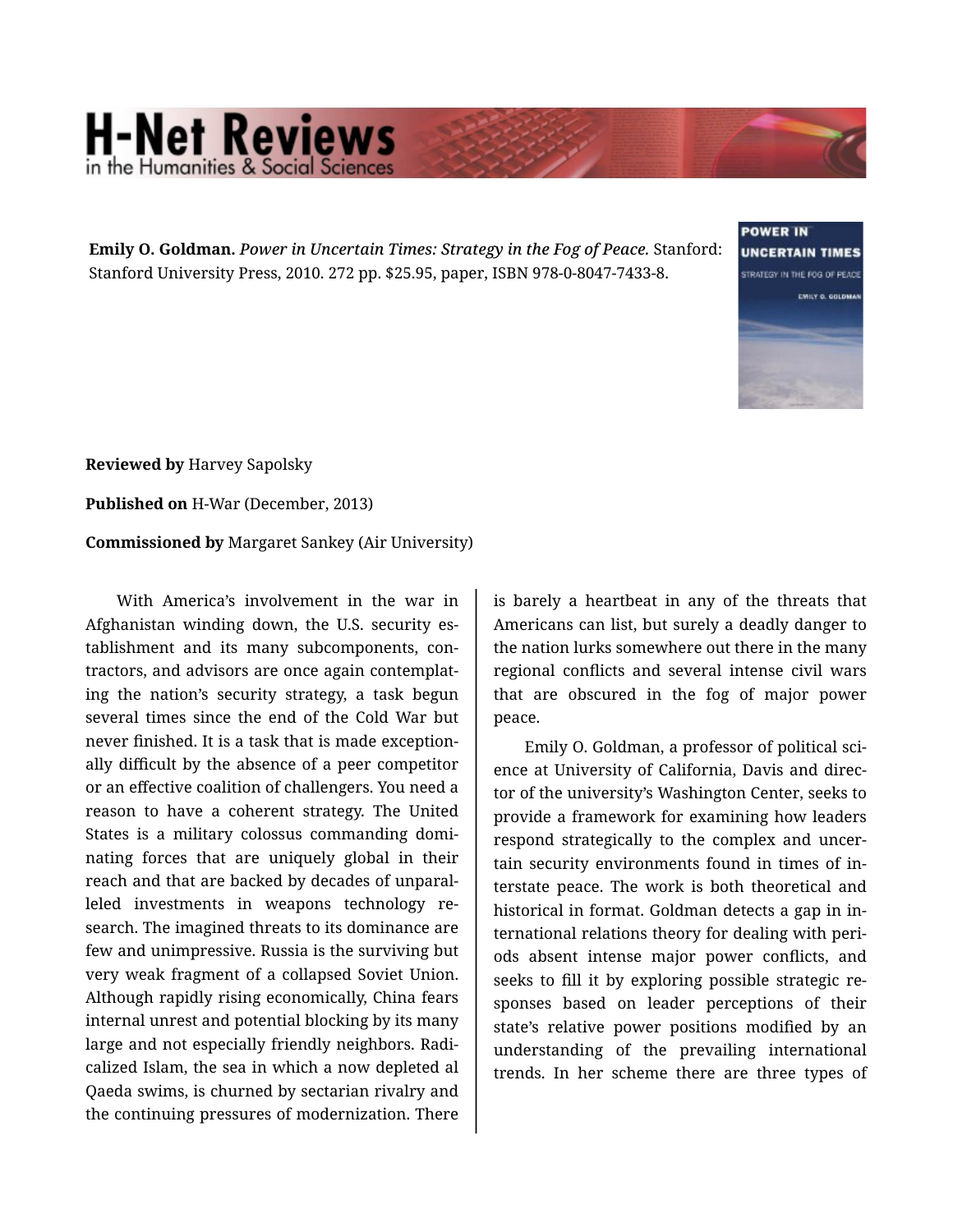**Emily O. Goldman.** *Power in Uncertain Times: Strategy in the Fog of Peace.* Stanford: Stanford University Press, 2010. 272 pp. $25.95, paper, ISBN 978-0-8047-7433-8.

**Reviewed by** Harvey Sapolsky

**Published on** H-War (December, 2013)

**Commissioned by** Margaret Sankey (Air University)

With America's involvement in the war in Afghanistan winding down, the U.S. security establishment and its many subcomponents, contractors, and advisors are once again contemplating the nation's security strategy, a task begun several times since the end of the Cold War but never finished. It is a task that is made exceptionally difficult by the absence of a peer competitor or an effective coalition of challengers. You need a reason to have a coherent strategy. The United States is a military colossus commanding dominating forces that are uniquely global in their reach and that are backed by decades of unparalleled investments in weapons technology research. The imagined threats to its dominance are few and unimpressive. Russia is the surviving but very weak fragment of a collapsed Soviet Union. Although rapidly rising economically, China fears internal unrest and potential blocking by its many large and not especially friendly neighbors. Radicalized Islam, the sea in which a now depleted al Qaeda swims, is churned by sectarian rivalry and the continuing pressures of modernization. There is barely a heartbeat in any of the threats that Americans can list, but surely a deadly danger to the nation lurks somewhere out there in the many regional conflicts and several intense civil wars that are obscured in the fog of major power peace.

Emily O. Goldman, a professor of political science at University of California, Davis and director of the university's Washington Center, seeks to provide a framework for examining how leaders respond strategically to the complex and uncertain security environments found in times of interstate peace. The work is both theoretical and historical in format. Goldman detects a gap in international relations theory for dealing with periods absent intense major power conflicts, and seeks to fill it by exploring possible strategic responses based on leader perceptions of their state's relative power positions modified by an understanding of the prevailing international trends. In her scheme there are three types of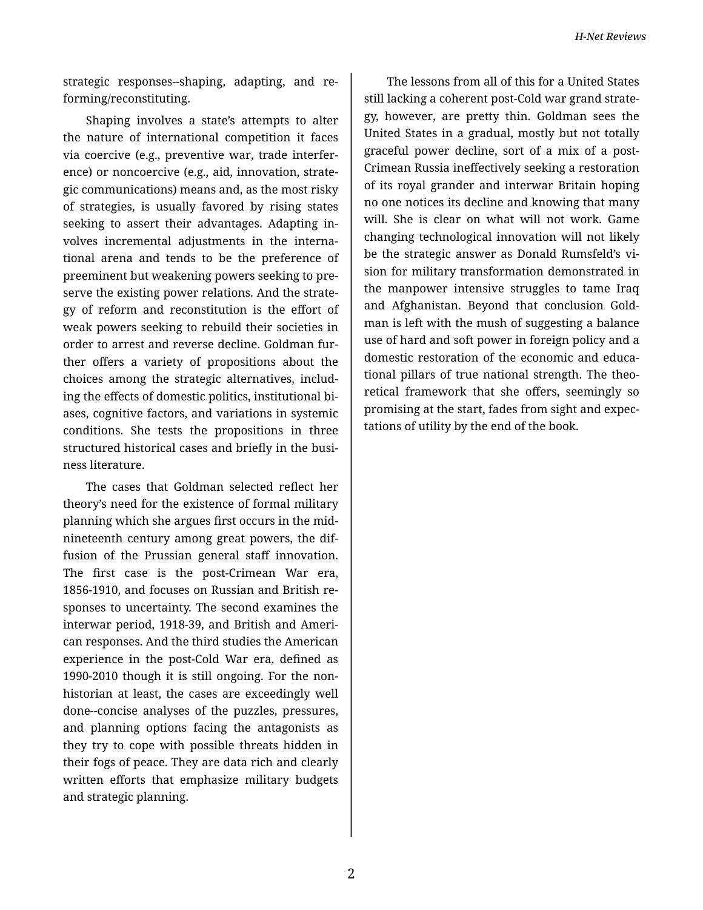strategic responses--shaping, adapting, and reforming/reconstituting.

Shaping involves a state's attempts to alter the nature of international competition it faces via coercive (e.g., preventive war, trade interference) or noncoercive (e.g., aid, innovation, strategic communications) means and, as the most risky of strategies, is usually favored by rising states seeking to assert their advantages. Adapting involves incremental adjustments in the international arena and tends to be the preference of preeminent but weakening powers seeking to preserve the existing power relations. And the strategy of reform and reconstitution is the effort of weak powers seeking to rebuild their societies in order to arrest and reverse decline. Goldman further offers a variety of propositions about the choices among the strategic alternatives, including the effects of domestic politics, institutional biases, cognitive factors, and variations in systemic conditions. She tests the propositions in three structured historical cases and briefly in the business literature.

The cases that Goldman selected reflect her theory's need for the existence of formal military planning which she argues first occurs in the mid-nineteenth century among great powers, the diffusion of the Prussian general staff innovation. The first case is the post-Crimean War era, 1856-1910, and focuses on Russian and British responses to uncertainty. The second examines the interwar period, 1918-39, and British and American responses. And the third studies the American experience in the post-Cold War era, defined as 1990-2010 though it is still ongoing. For the non-historian at least, the cases are exceedingly well done--concise analyses of the puzzles, pressures, and planning options facing the antagonists as they try to cope with possible threats hidden in their fogs of peace. They are data rich and clearly written efforts that emphasize military budgets and strategic planning.

The lessons from all of this for a United States still lacking a coherent post-Cold war grand strategy, however, are pretty thin. Goldman sees the United States in a gradual, mostly but not totally graceful power decline, sort of a mix of a post-Crimean Russia ineffectively seeking a restoration of its royal grander and interwar Britain hoping no one notices its decline and knowing that many will. She is clear on what will not work. Game changing technological innovation will not likely be the strategic answer as Donald Rumsfeld's vision for military transformation demonstrated in the manpower intensive struggles to tame Iraq and Afghanistan. Beyond that conclusion Goldman is left with the mush of suggesting a balance use of hard and soft power in foreign policy and a domestic restoration of the economic and educational pillars of true national strength. The theoretical framework that she offers, seemingly so promising at the start, fades from sight and expectations of utility by the end of the book.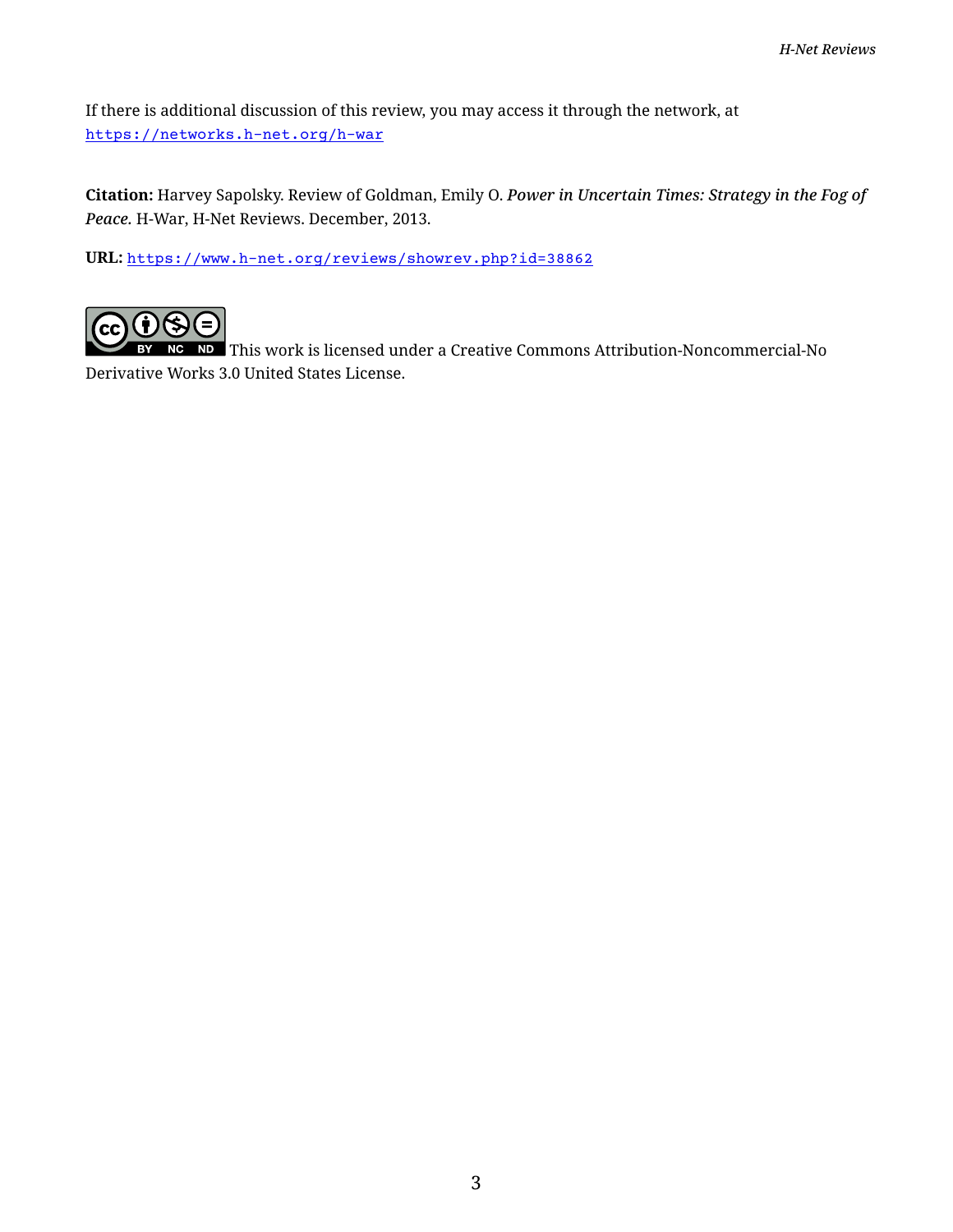If there is additional discussion of this review, you may access it through the network, at https://networks.h-net.org/h-war

**Citation:** Harvey Sapolsky. Review of Goldman, Emily O. *Power in Uncertain Times: Strategy in the Fog of Peace.* H-War, H-Net Reviews. December, 2013.

**URL:** https://www.h-net.org/reviews/showrev.php?id=38862

This work is licensed under a Creative Commons Attribution-Noncommercial-No Derivative Works 3.0 United States License.